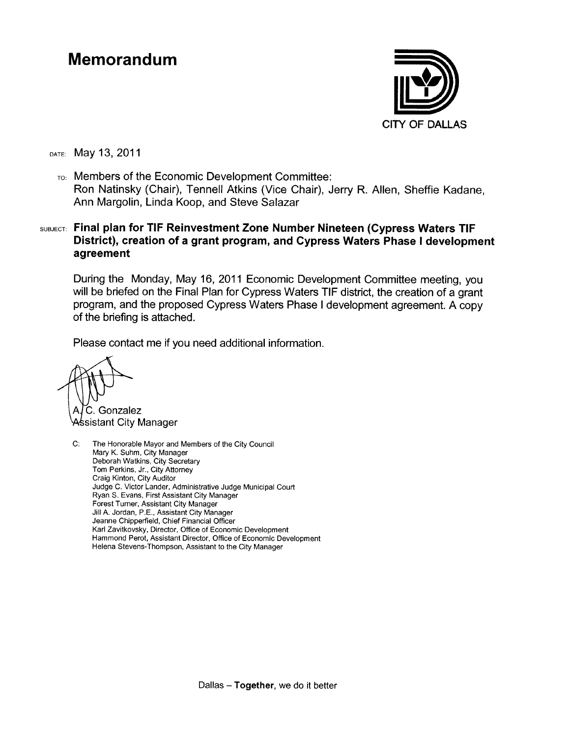# Memorandum

CITY OF DALLAS

DATE: May 13, 2011

TO: Members of the Economic Development Committee:
Ron Natinsky (Chair), Tennell Atkins (Vice Chair), Jerry R. Allen, Sheffie Kadane, Ann Margolin, Linda Koop, and Steve Salazar

SUBJECT: **Final plan for TIF Reinvestment Zone Number Nineteen (Cypress Waters TIF District), creation of a grant program, and Cypress Waters Phase I development agreement**

During the Monday, May 16, 2011 Economic Development Committee meeting, you will be briefed on the Final Plan for Cypress Waters TIF district, the creation of a grant program, and the proposed Cypress Waters Phase I development agreement. A copy of the briefing is attached.

Please contact me if you need additional information.

A. C. Gonzalez
Assistant City Manager

C: The Honorable Mayor and Members of the City Council
Mary K. Suhm, City Manager
Deborah Watkins, City Secretary
Tom Perkins, Jr., City Attorney
Craig Kinton, City Auditor
Judge C. Victor Lander, Administrative Judge Municipal Court
Ryan S. Evans, First Assistant City Manager
Forest Turner, Assistant City Manager
Jill A. Jordan, P.E., Assistant City Manager
Jeanne Chipperfield, Chief Financial Officer
Karl Zavitkovsky, Director, Office of Economic Development
Hammond Perot, Assistant Director, Office of Economic Development
Helena Stevens-Thompson, Assistant to the City Manager

Dallas – **Together**, we do it better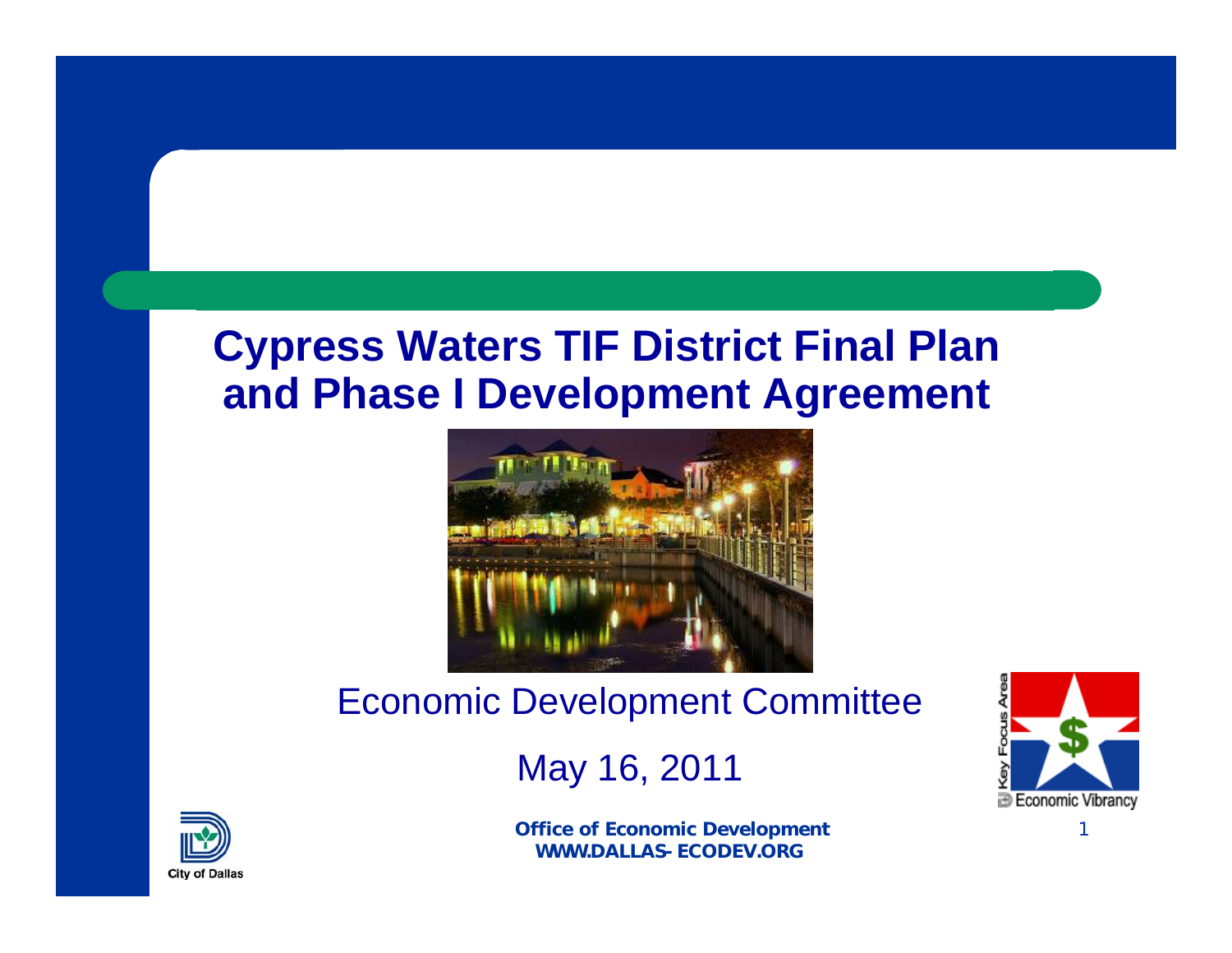# Cypress Waters TIF District Final Plan and Phase I Development Agreement

Economic Development Committee

May 16, 2011

**Office of Economic Development**
**WWW.DALLAS-ECODEV.ORG**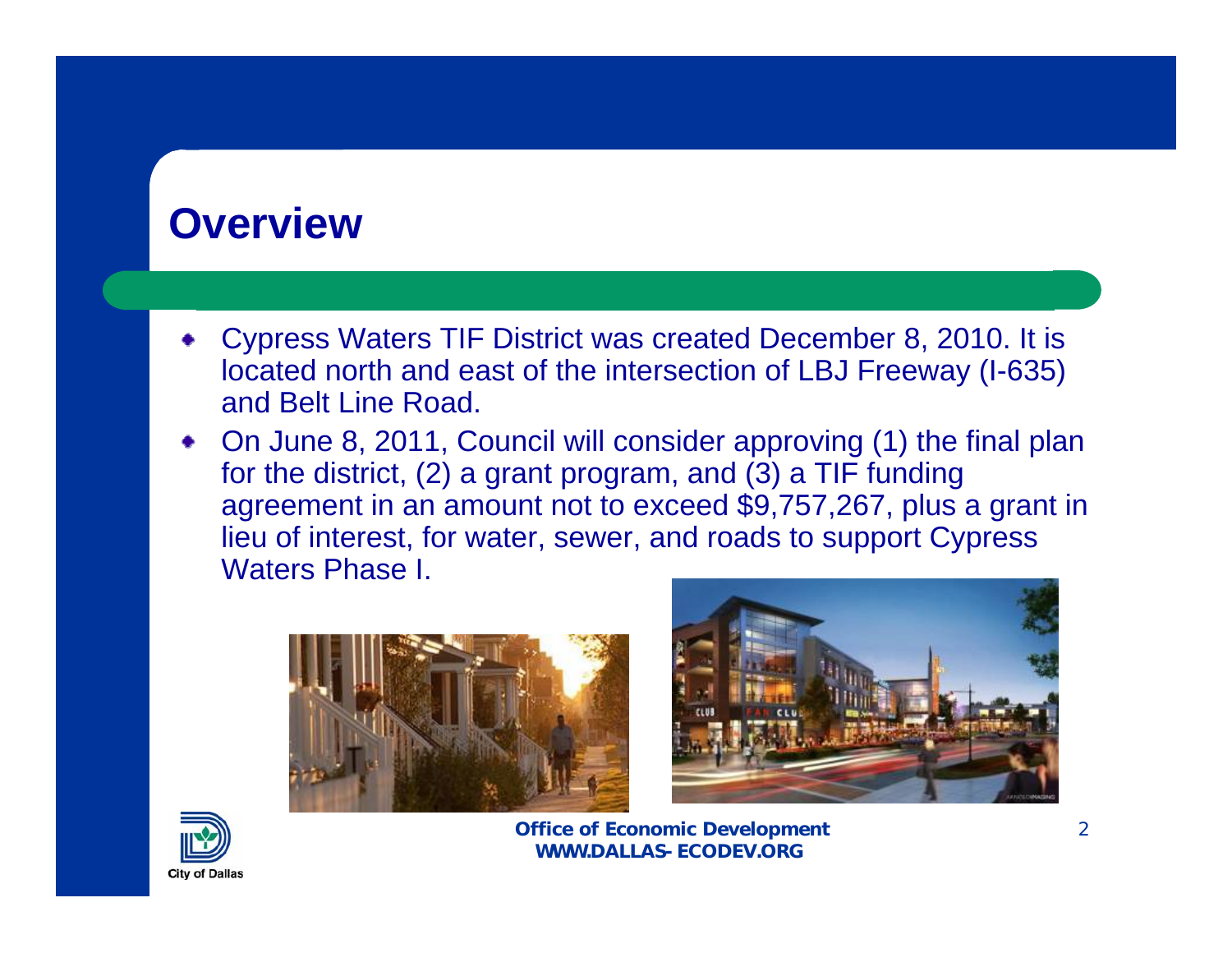# Overview

- Cypress Waters TIF District was created December 8, 2010. It is located north and east of the intersection of LBJ Freeway (I-635) and Belt Line Road.
- On June 8, 2011, Council will consider approving (1) the final plan for the district, (2) a grant program, and (3) a TIF funding agreement in an amount not to exceed $9,757,267, plus a grant in lieu of interest, for water, sewer, and roads to support Cypress Waters Phase I.

**Office of Economic Development**
**WWW.DALLAS-ECODEV.ORG**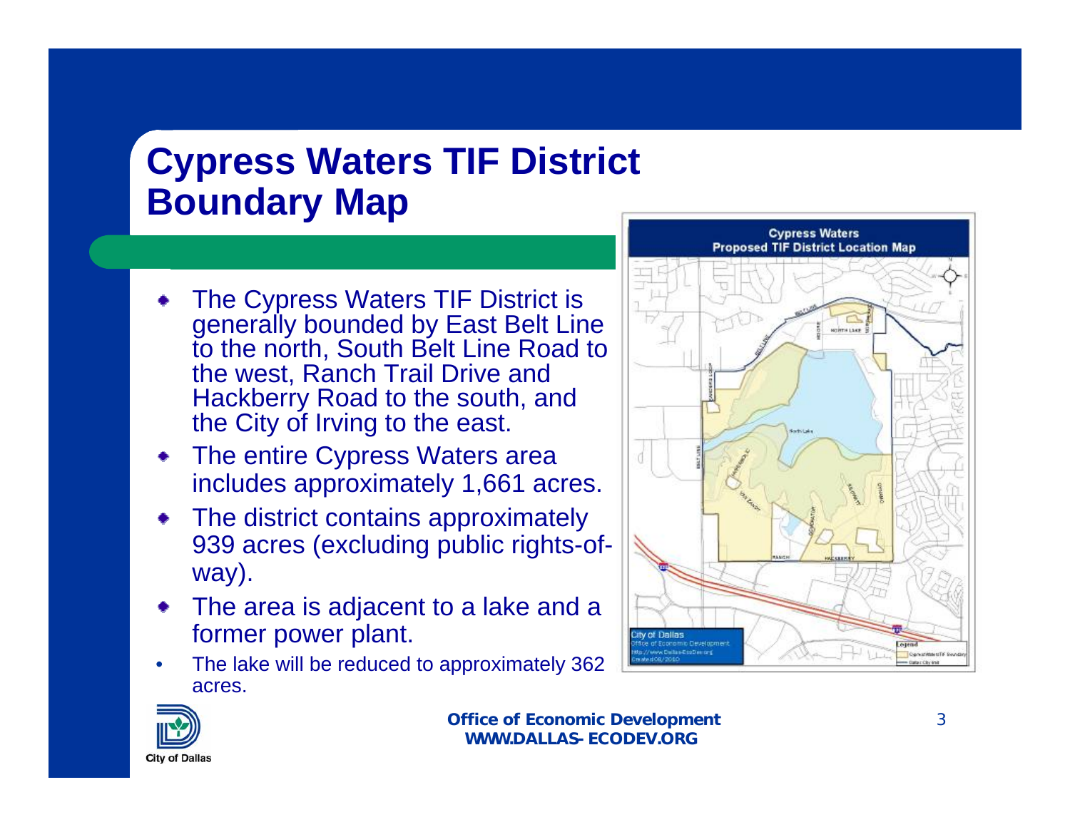# Cypress Waters TIF District Boundary Map

- The Cypress Waters TIF District is generally bounded by East Belt Line to the north, South Belt Line Road to the west, Ranch Trail Drive and Hackberry Road to the south, and the City of Irving to the east.
- The entire Cypress Waters area includes approximately 1,661 acres.
- The district contains approximately 939 acres (excluding public rights-of-way).
- The area is adjacent to a lake and a former power plant.
- The lake will be reduced to approximately 362 acres.

Office of Economic Development
WWW.DALLAS-ECODEV.ORG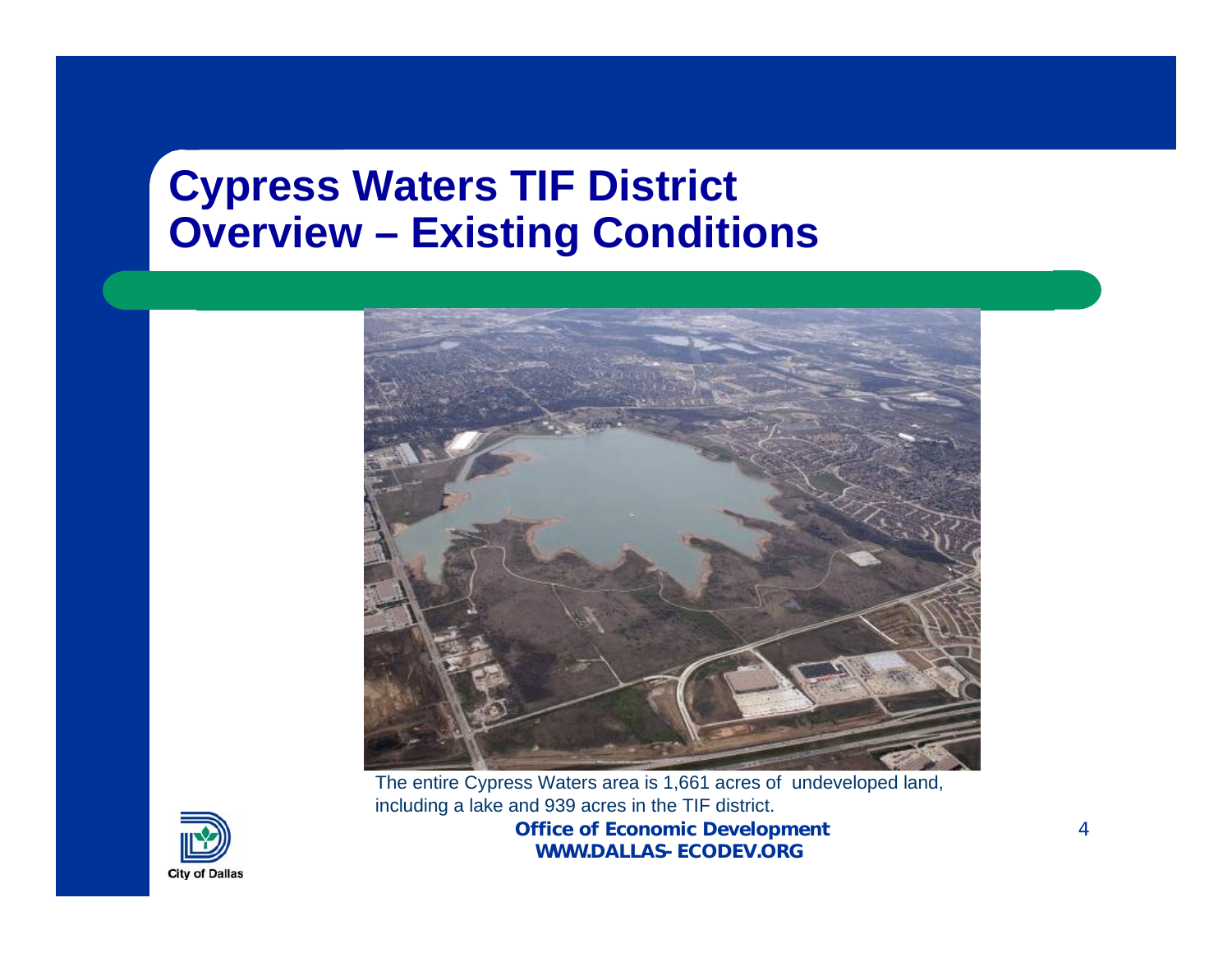# Cypress Waters TIF District Overview – Existing Conditions

The entire Cypress Waters area is 1,661 acres of undeveloped land, including a lake and 939 acres in the TIF district.

**Office of Economic Development**
**WWW.DALLAS-ECODEV.ORG**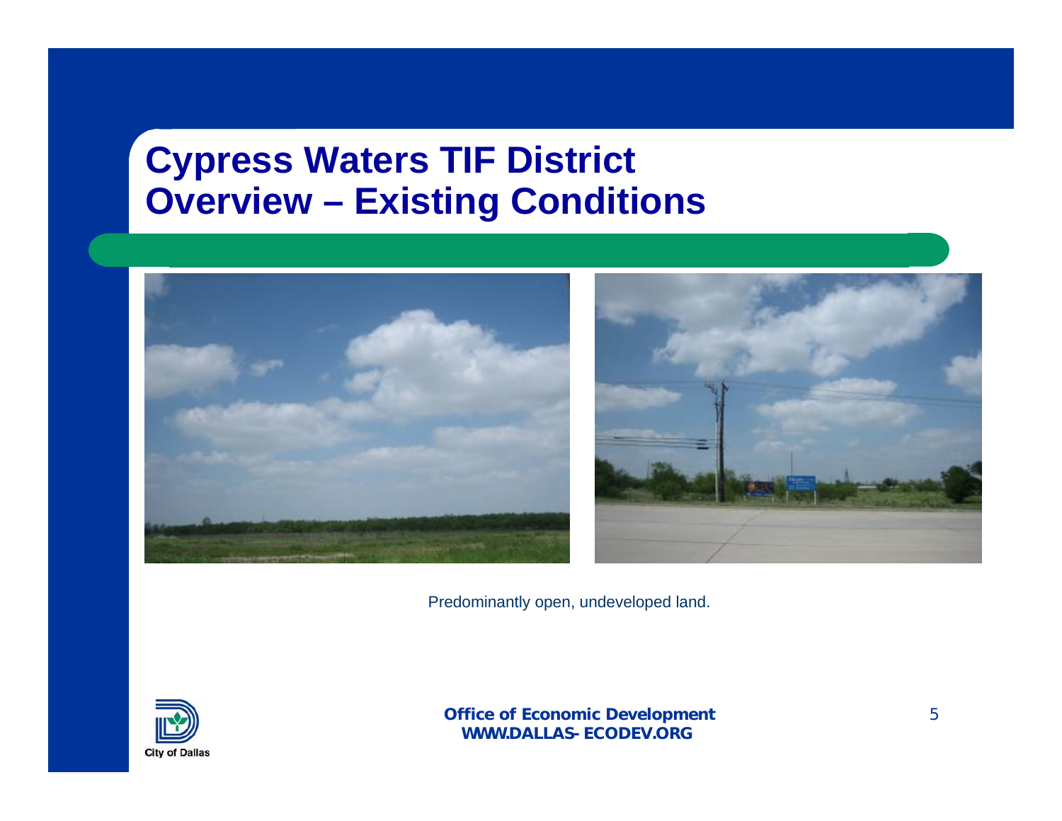# Cypress Waters TIF District Overview – Existing Conditions

Predominantly open, undeveloped land.

**Office of Economic Development**
**WWW.DALLAS-ECODEV.ORG**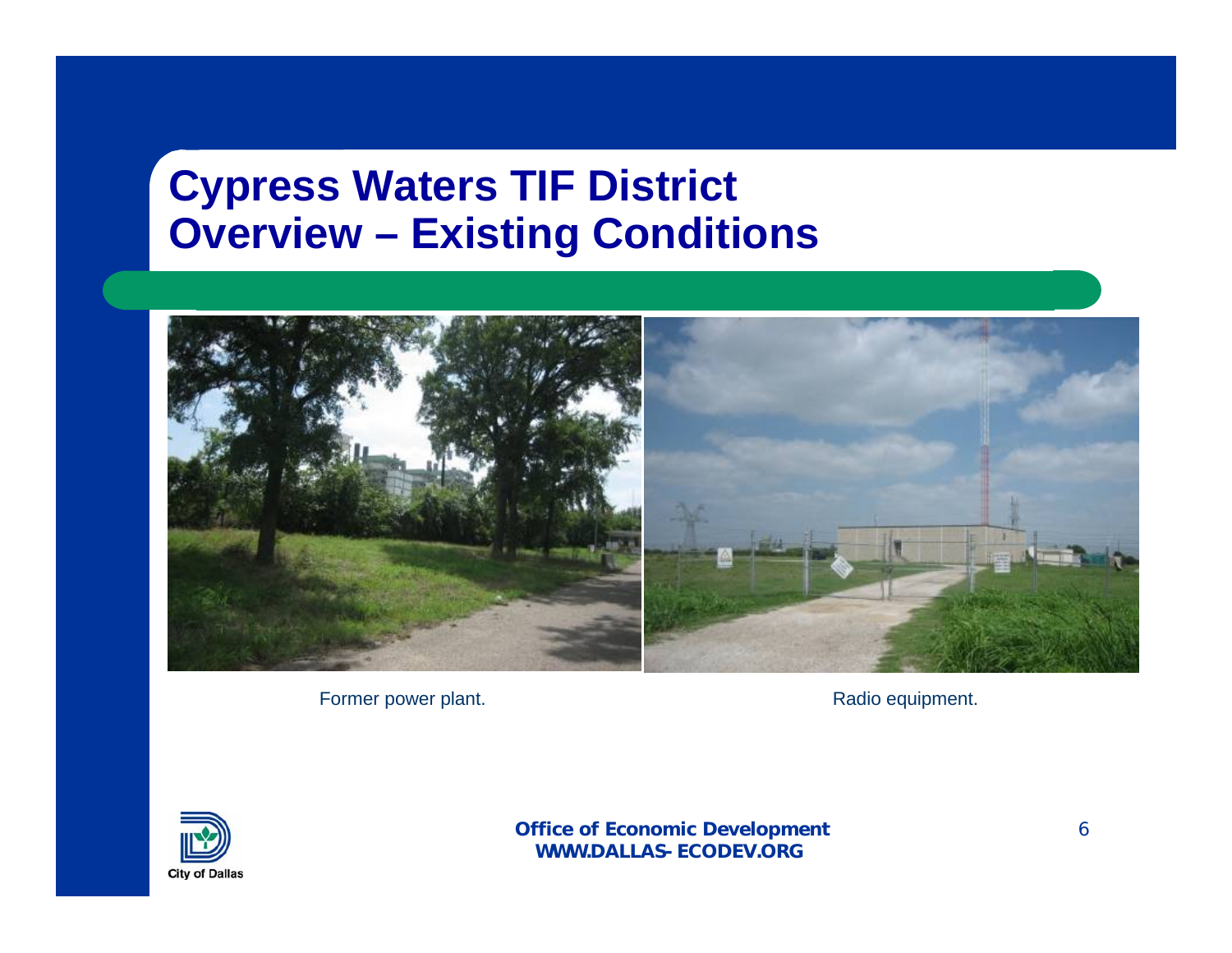# Cypress Waters TIF District Overview – Existing Conditions

Former power plant.

Radio equipment.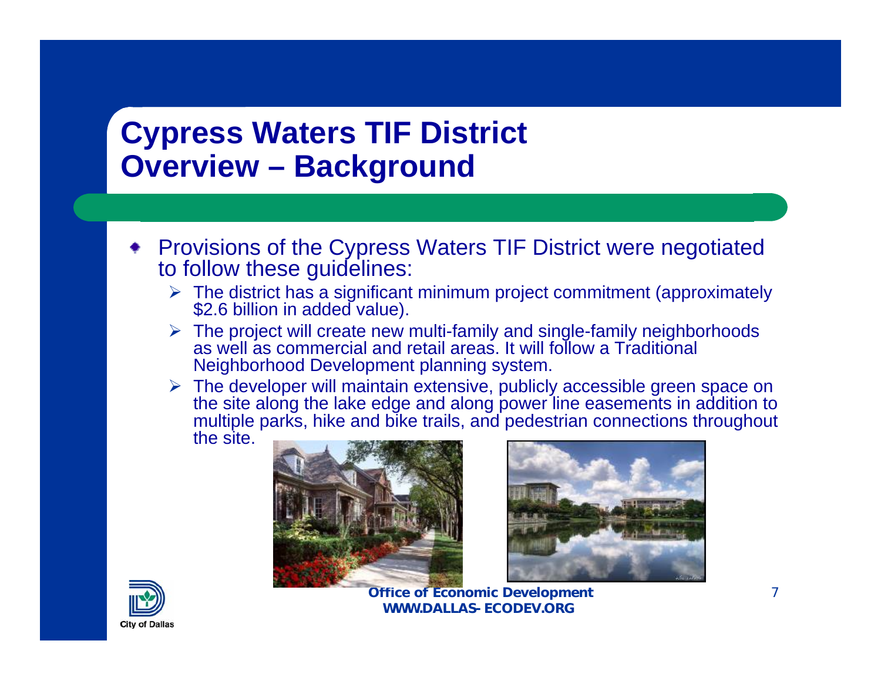# Cypress Waters TIF District Overview – Background

- Provisions of the Cypress Waters TIF District were negotiated to follow these guidelines:
  - The district has a significant minimum project commitment (approximately $2.6 billion in added value).
  - The project will create new multi-family and single-family neighborhoods as well as commercial and retail areas. It will follow a Traditional Neighborhood Development planning system.
  - The developer will maintain extensive, publicly accessible green space on the site along the lake edge and along power line easements in addition to multiple parks, hike and bike trails, and pedestrian connections throughout the site.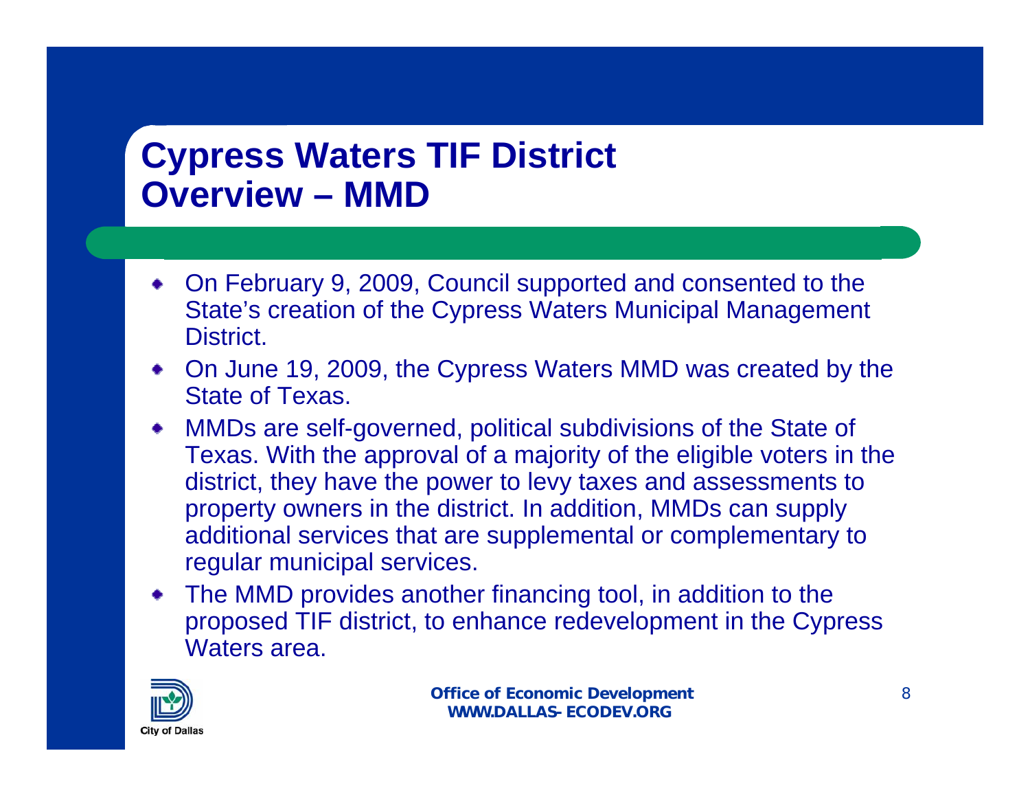# Cypress Waters TIF District Overview – MMD

- On February 9, 2009, Council supported and consented to the State's creation of the Cypress Waters Municipal Management District.
- On June 19, 2009, the Cypress Waters MMD was created by the State of Texas.
- MMDs are self-governed, political subdivisions of the State of Texas. With the approval of a majority of the eligible voters in the district, they have the power to levy taxes and assessments to property owners in the district. In addition, MMDs can supply additional services that are supplemental or complementary to regular municipal services.
- The MMD provides another financing tool, in addition to the proposed TIF district, to enhance redevelopment in the Cypress Waters area.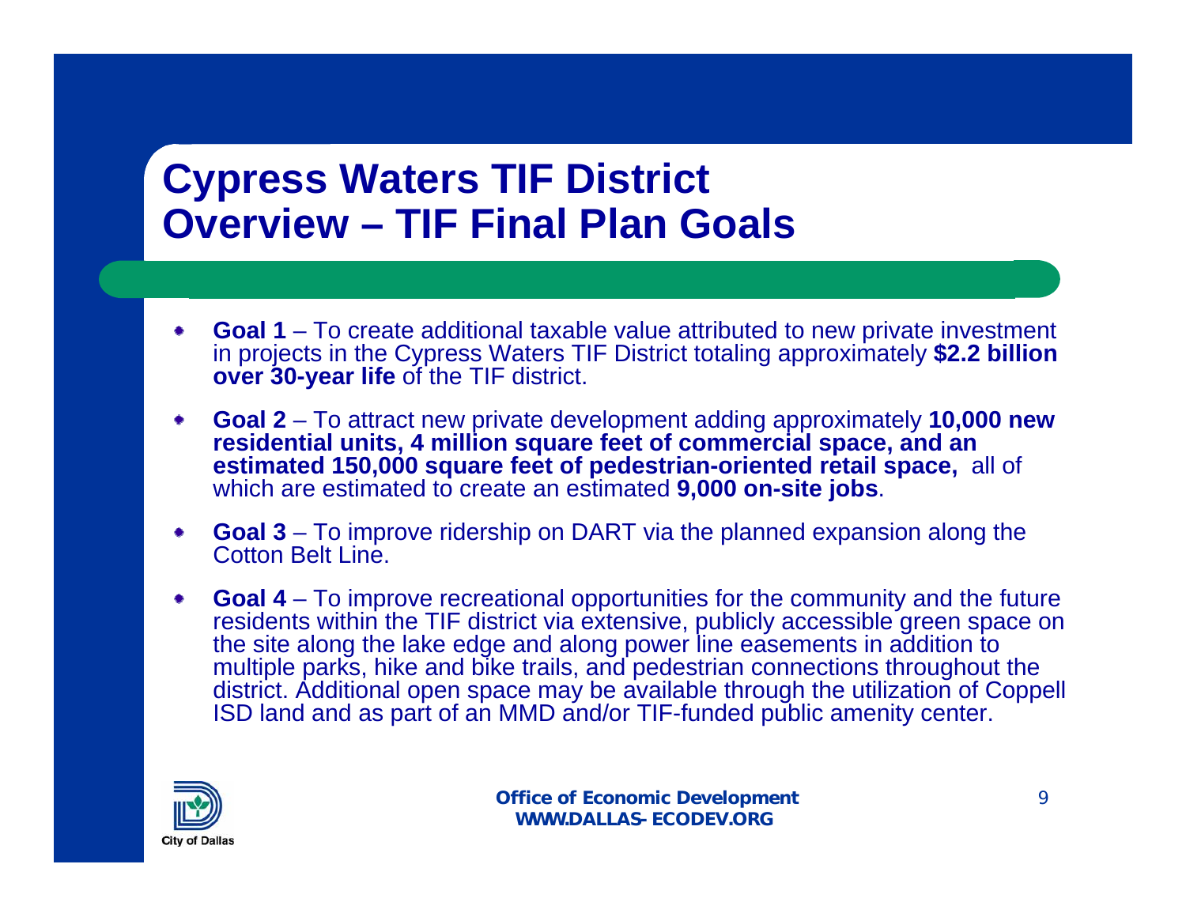# Cypress Waters TIF District Overview – TIF Final Plan Goals

- **Goal 1** – To create additional taxable value attributed to new private investment in projects in the Cypress Waters TIF District totaling approximately **$2.2 billion over 30-year life** of the TIF district.
- **Goal 2** – To attract new private development adding approximately **10,000 new residential units, 4 million square feet of commercial space, and an estimated 150,000 square feet of pedestrian-oriented retail space,** all of which are estimated to create an estimated **9,000 on-site jobs**.
- **Goal 3** – To improve ridership on DART via the planned expansion along the Cotton Belt Line.
- **Goal 4** – To improve recreational opportunities for the community and the future residents within the TIF district via extensive, publicly accessible green space on the site along the lake edge and along power line easements in addition to multiple parks, hike and bike trails, and pedestrian connections throughout the district. Additional open space may be available through the utilization of Coppell ISD land and as part of an MMD and/or TIF-funded public amenity center.

City of Dallas

**Office of Economic Development**
**WWW.DALLAS-ECODEV.ORG**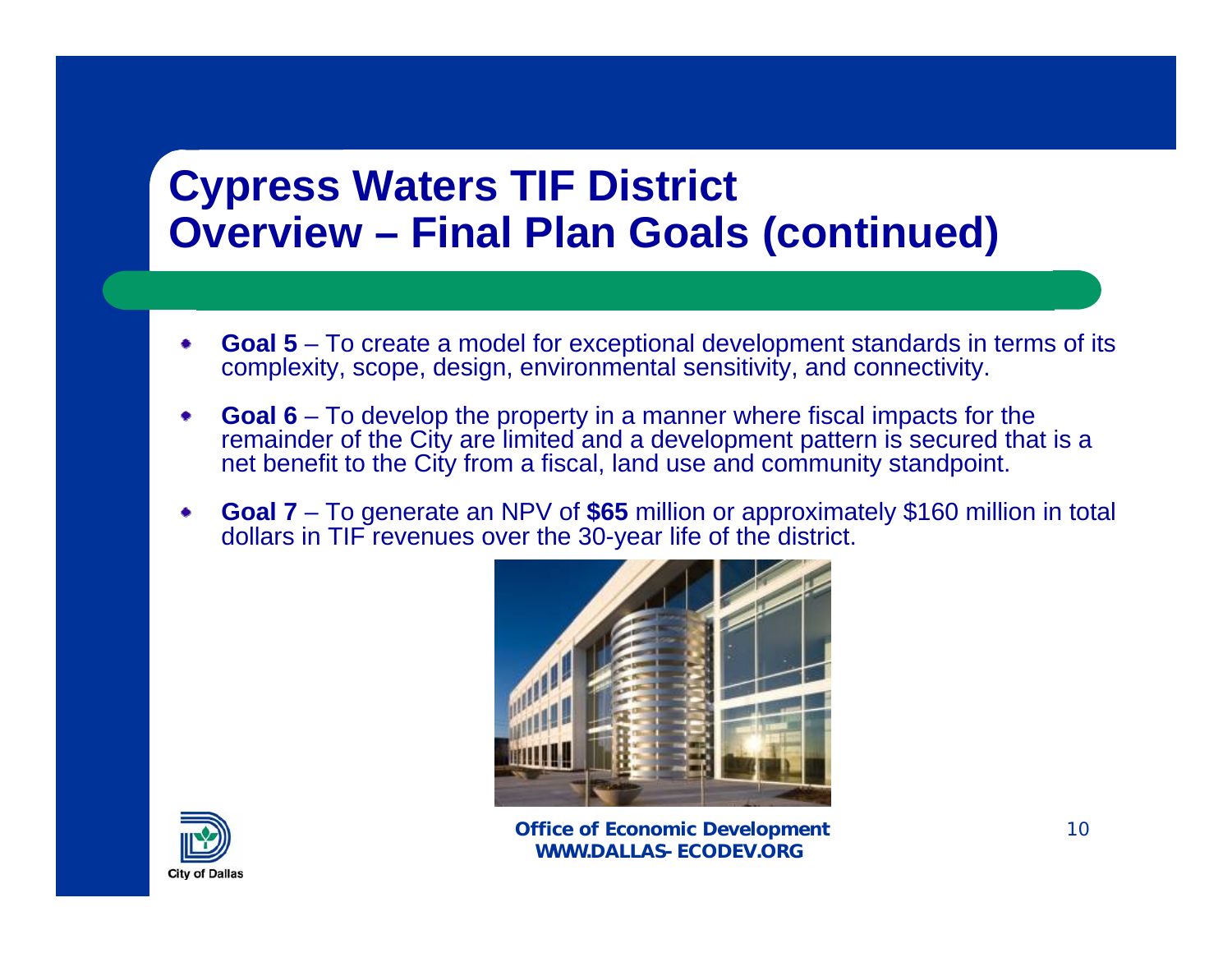# Cypress Waters TIF District
# Overview – Final Plan Goals (continued)

- **Goal 5** – To create a model for exceptional development standards in terms of its complexity, scope, design, environmental sensitivity, and connectivity.
- **Goal 6** – To develop the property in a manner where fiscal impacts for the remainder of the City are limited and a development pattern is secured that is a net benefit to the City from a fiscal, land use and community standpoint.
- **Goal 7** – To generate an NPV of **$65** million or approximately $160 million in total dollars in TIF revenues over the 30-year life of the district.

**Office of Economic Development**
**WWW.DALLAS-ECODEV.ORG**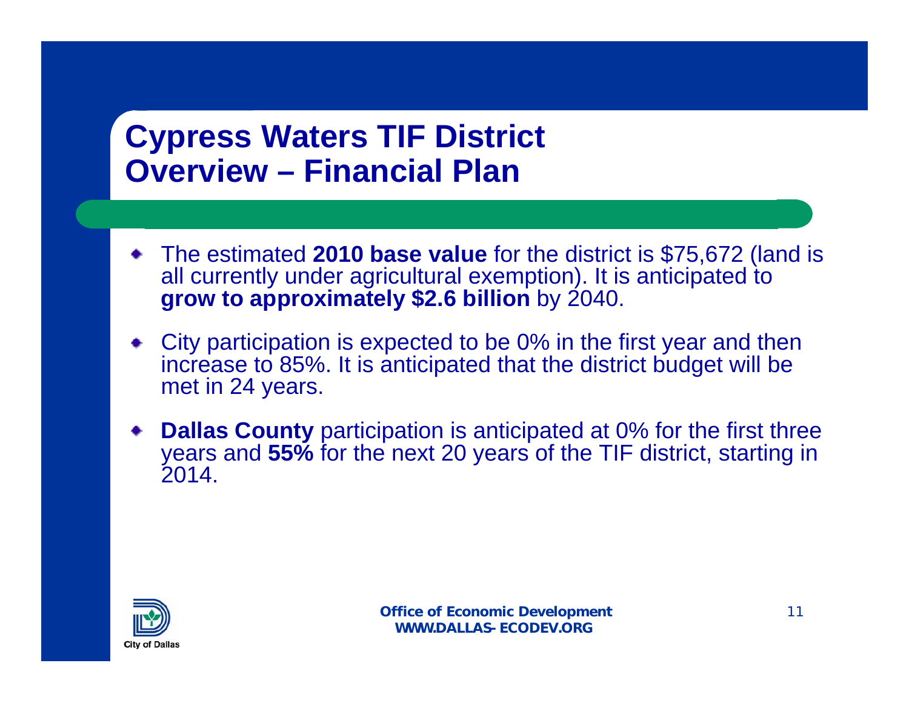# Cypress Waters TIF District Overview – Financial Plan

- The estimated **2010 base value** for the district is $75,672 (land is all currently under agricultural exemption). It is anticipated to **grow to approximately $2.6 billion** by 2040.
- City participation is expected to be 0% in the first year and then increase to 85%. It is anticipated that the district budget will be met in 24 years.
- **Dallas County** participation is anticipated at 0% for the first three years and **55%** for the next 20 years of the TIF district, starting in 2014.

City of Dallas

Office of Economic Development
WWW.DALLAS-ECODEV.ORG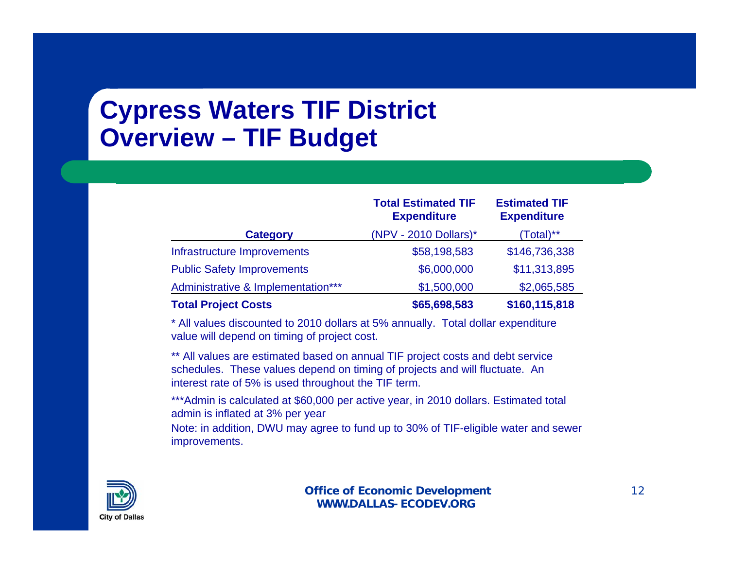# Cypress Waters TIF District Overview – TIF Budget

| Category | Total Estimated TIF Expenditure (NPV - 2010 Dollars)* | Estimated TIF Expenditure (Total)** |
|---|---|---|
| Infrastructure Improvements | $58,198,583 | $146,736,338 |
| Public Safety Improvements | $6,000,000 | $11,313,895 |
| Administrative & Implementation*** | $1,500,000 | $2,065,585 |
| **Total Project Costs** | **$65,698,583** | **$160,115,818** |

* All values discounted to 2010 dollars at 5% annually. Total dollar expenditure value will depend on timing of project cost.

** All values are estimated based on annual TIF project costs and debt service schedules. These values depend on timing of projects and will fluctuate. An interest rate of 5% is used throughout the TIF term.

***Admin is calculated at $60,000 per active year, in 2010 dollars. Estimated total admin is inflated at 3% per year

Note: in addition, DWU may agree to fund up to 30% of TIF-eligible water and sewer improvements.

**Office of Economic Development**
**WWW.DALLAS-ECODEV.ORG**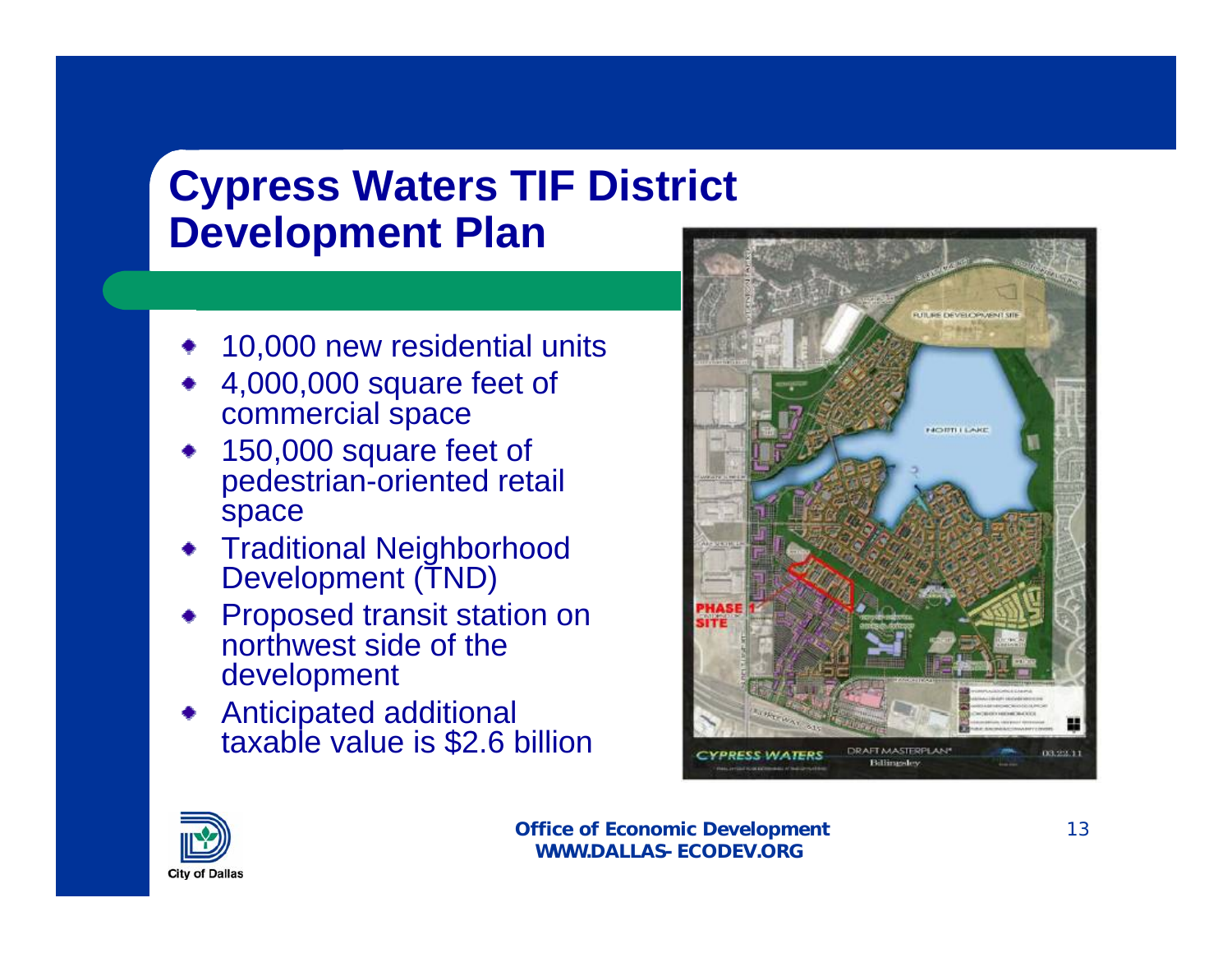# Cypress Waters TIF District Development Plan

- 10,000 new residential units
- 4,000,000 square feet of commercial space
- 150,000 square feet of pedestrian-oriented retail space
- Traditional Neighborhood Development (TND)
- Proposed transit station on northwest side of the development
- Anticipated additional taxable value is $2.6 billion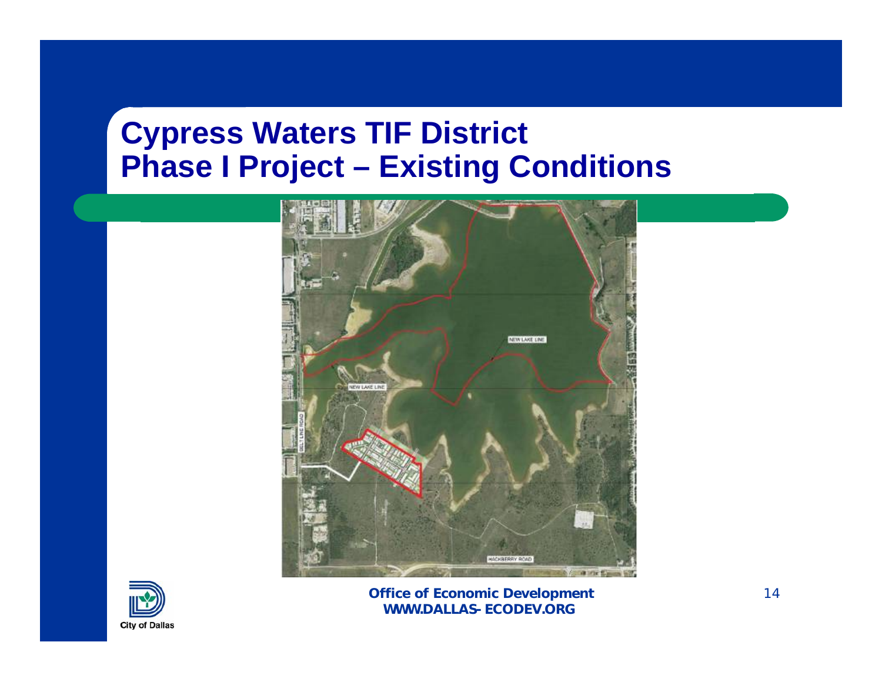# Cypress Waters TIF District
# Phase I Project – Existing Conditions

NEW LAKE LINE

NEW LAKE LINE

BELT LINE ROAD

HACKBERRY ROAD

**Office of Economic Development**
**WWW.DALLAS-ECODEV.ORG**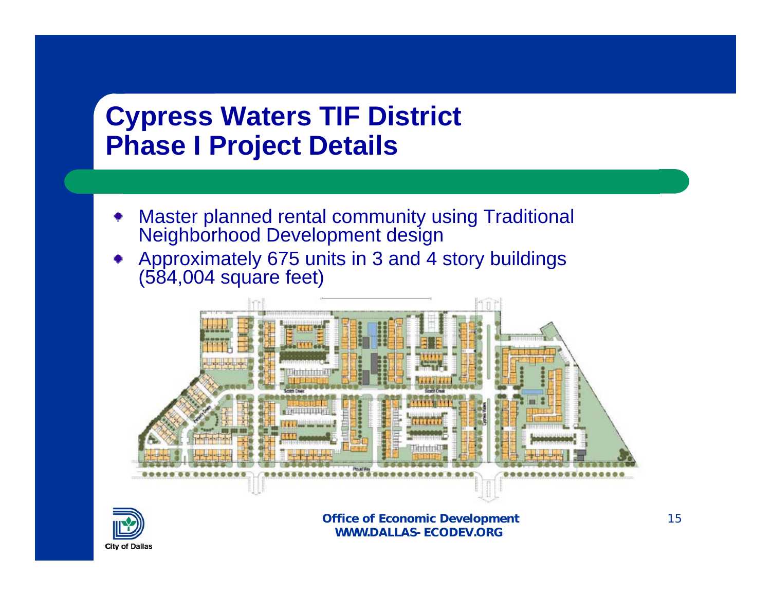# Cypress Waters TIF District
# Phase I Project Details

- Master planned rental community using Traditional Neighborhood Development design
- Approximately 675 units in 3 and 4 story buildings (584,004 square feet)

**Office of Economic Development**
**WWW.DALLAS-ECODEV.ORG**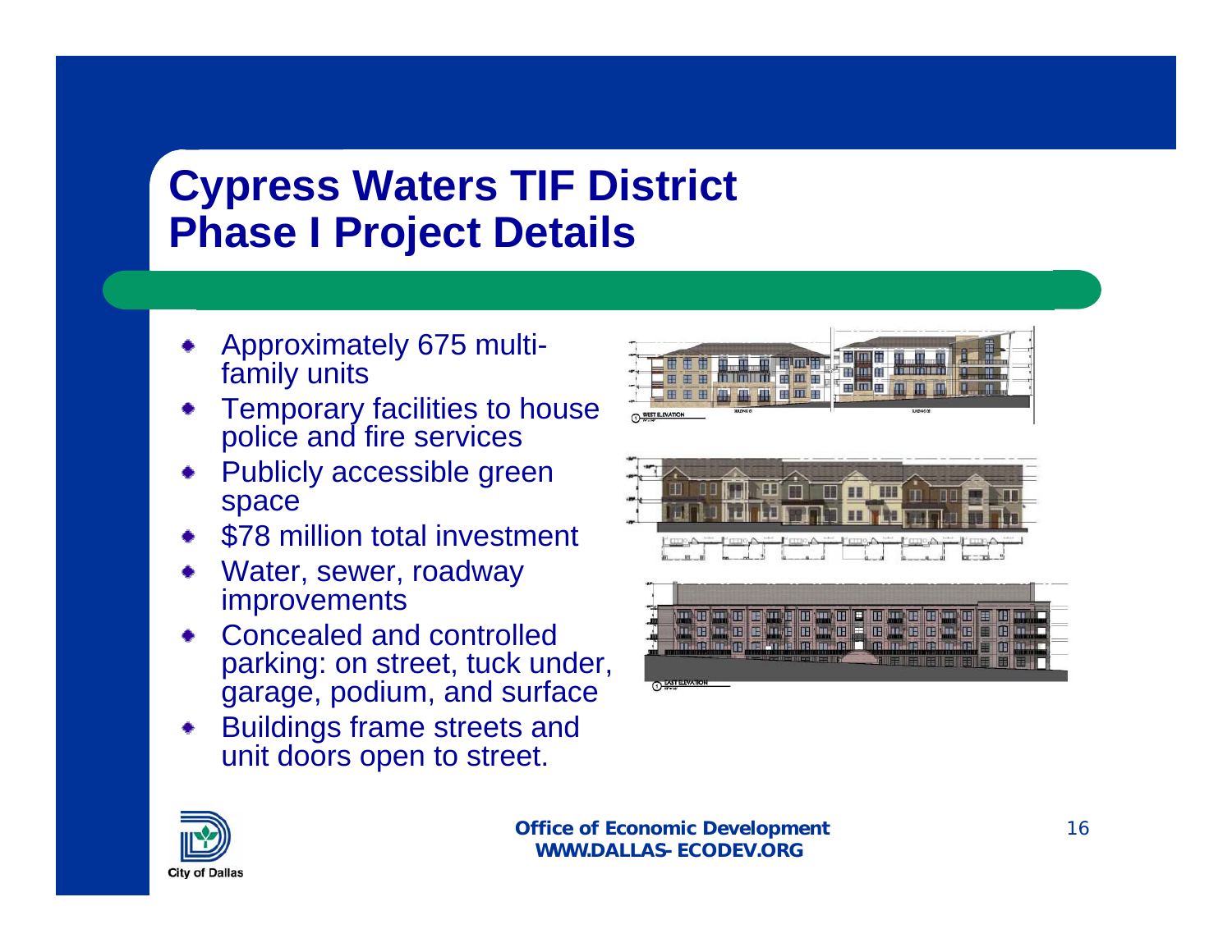# Cypress Waters TIF District
# Phase I Project Details

- Approximately 675 multi-family units
- Temporary facilities to house police and fire services
- Publicly accessible green space
- $78 million total investment
- Water, sewer, roadway improvements
- Concealed and controlled parking: on street, tuck under, garage, podium, and surface
- Buildings frame streets and unit doors open to street.

**Office of Economic Development**
**WWW.DALLAS-ECODEV.ORG**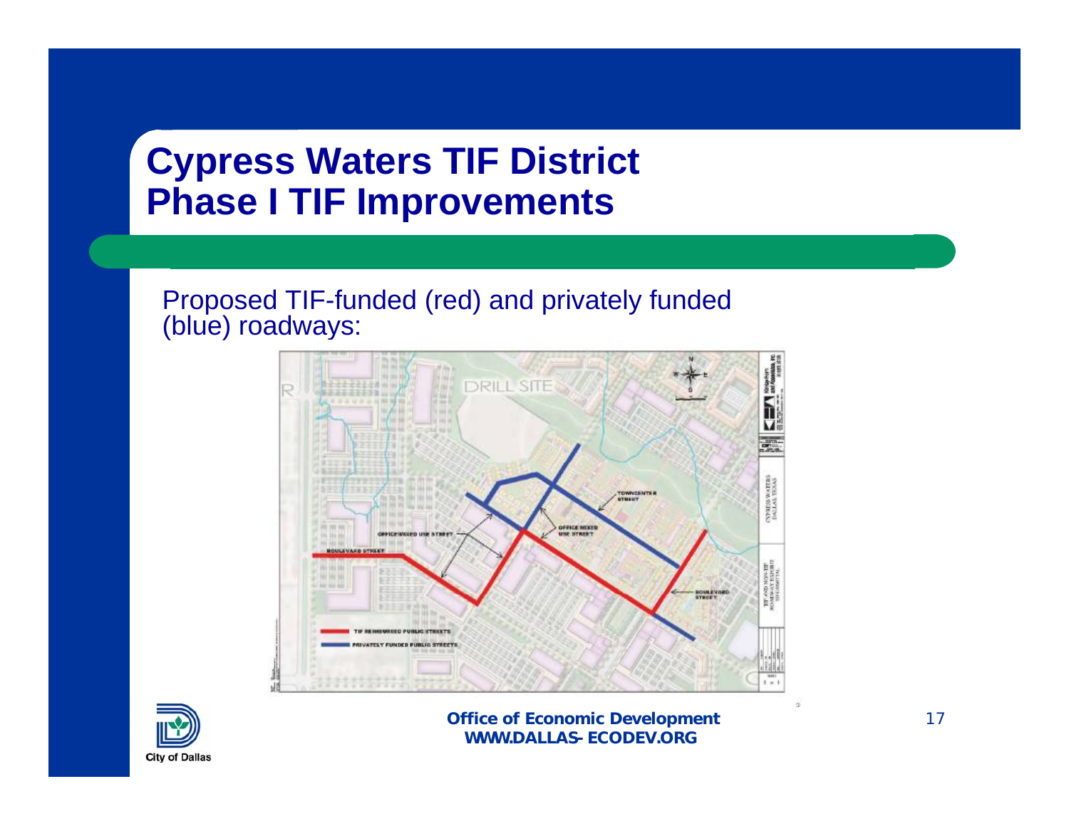# Cypress Waters TIF District
# Phase I TIF Improvements

Proposed TIF-funded (red) and privately funded (blue) roadways:

Office of Economic Development
WWW.DALLAS-ECODEV.ORG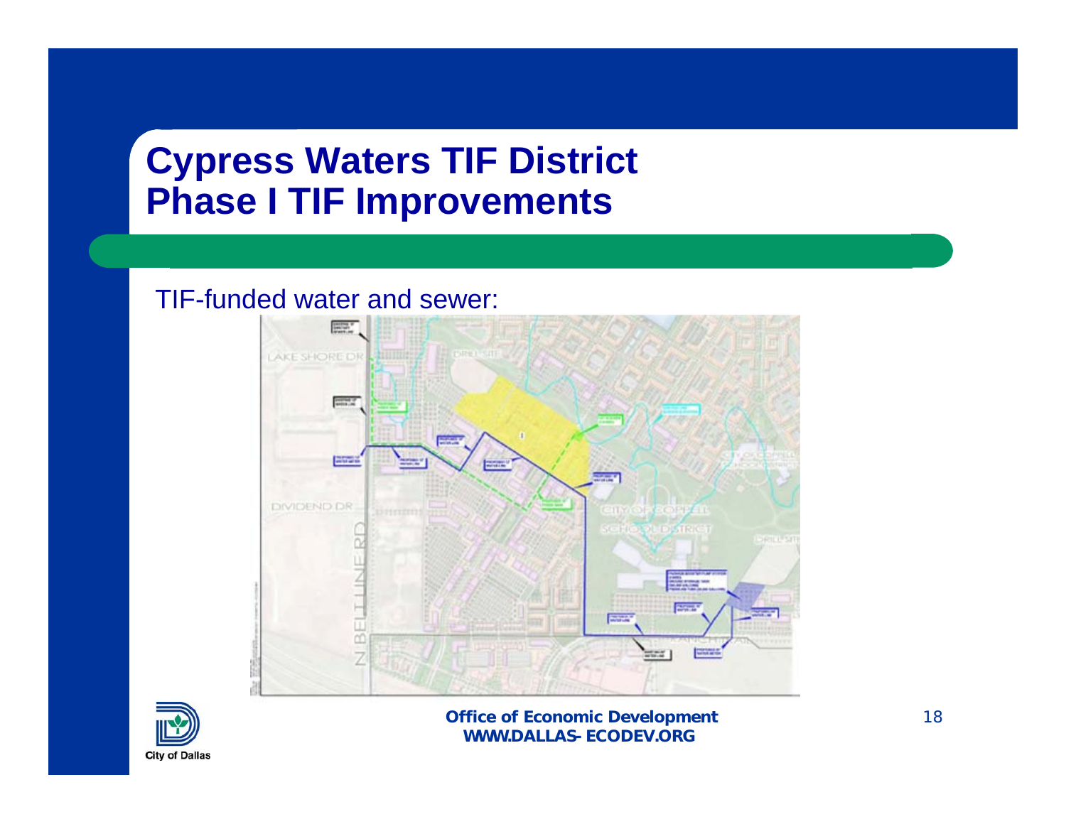# Cypress Waters TIF District
# Phase I TIF Improvements

TIF-funded water and sewer:

**Office of Economic Development**
**WWW.DALLAS-ECODEV.ORG**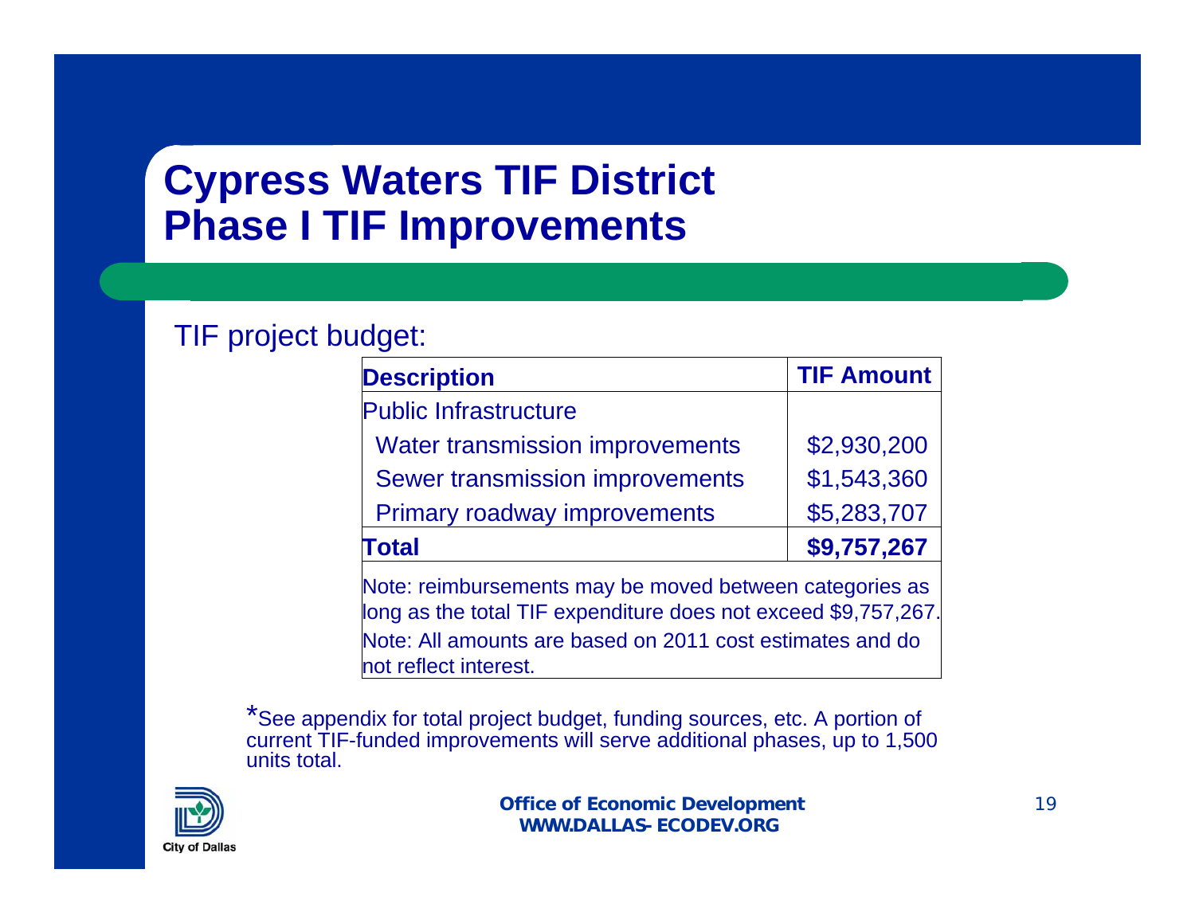# Cypress Waters TIF District
# Phase I TIF Improvements

TIF project budget:

| Description | TIF Amount |
|---|---|
| Public Infrastructure | |
| Water transmission improvements | $2,930,200 |
| Sewer transmission improvements | $1,543,360 |
| Primary roadway improvements | $5,283,707 |
| **Total** | **$9,757,267** |

Note: reimbursements may be moved between categories as long as the total TIF expenditure does not exceed $9,757,267.

Note: All amounts are based on 2011 cost estimates and do not reflect interest.

*See appendix for total project budget, funding sources, etc. A portion of current TIF-funded improvements will serve additional phases, up to 1,500 units total.

**Office of Economic Development**
**WWW.DALLAS-ECODEV.ORG**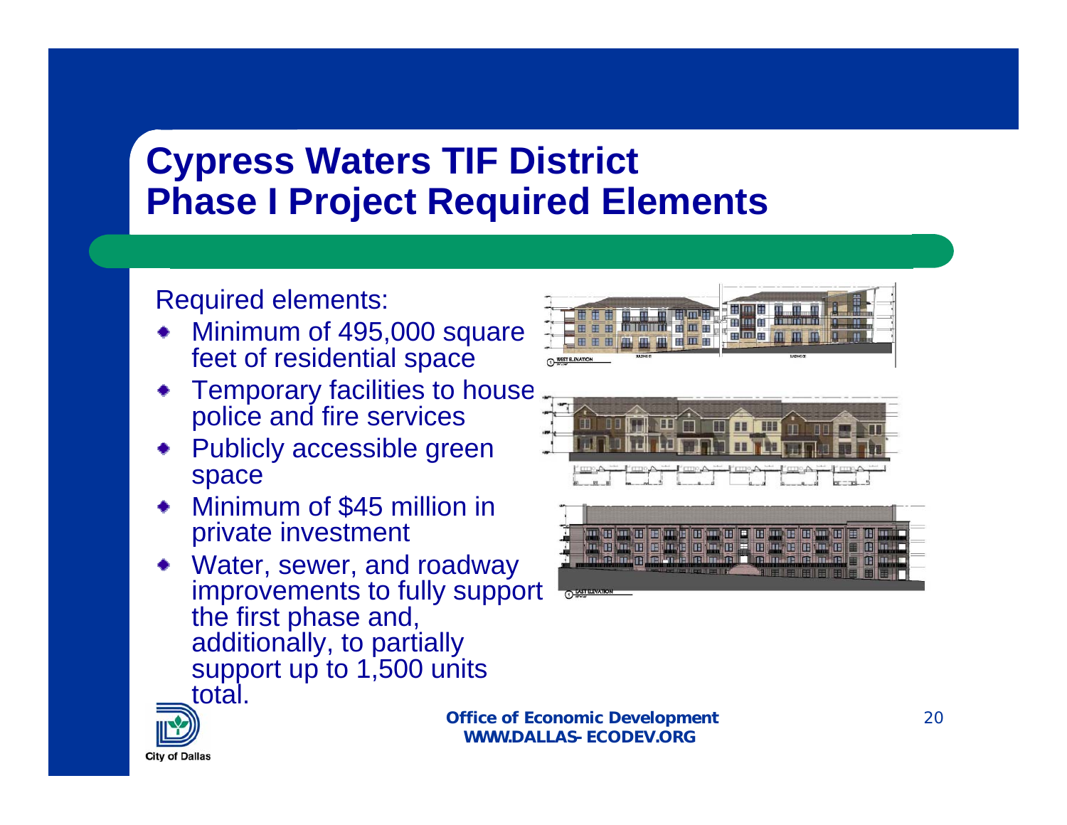# Cypress Waters TIF District
# Phase I Project Required Elements

Required elements:

- Minimum of 495,000 square feet of residential space
- Temporary facilities to house police and fire services
- Publicly accessible green space
- Minimum of $45 million in private investment
- Water, sewer, and roadway improvements to fully support the first phase and, additionally, to partially support up to 1,500 units total.

**Office of Economic Development**
**WWW.DALLAS-ECODEV.ORG**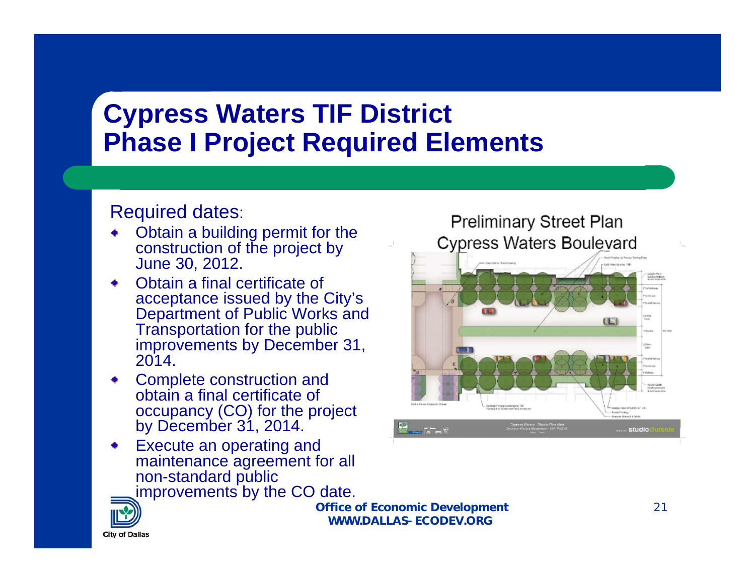# Cypress Waters TIF District
# Phase I Project Required Elements

Required dates:

- Obtain a building permit for the construction of the project by June 30, 2012.
- Obtain a final certificate of acceptance issued by the City's Department of Public Works and Transportation for the public improvements by December 31, 2014.
- Complete construction and obtain a final certificate of occupancy (CO) for the project by December 31, 2014.
- Execute an operating and maintenance agreement for all non-standard public improvements by the CO date.

Preliminary Street Plan
Cypress Waters Boulevard

**Office of Economic Development**
**WWW.DALLAS-ECODEV.ORG**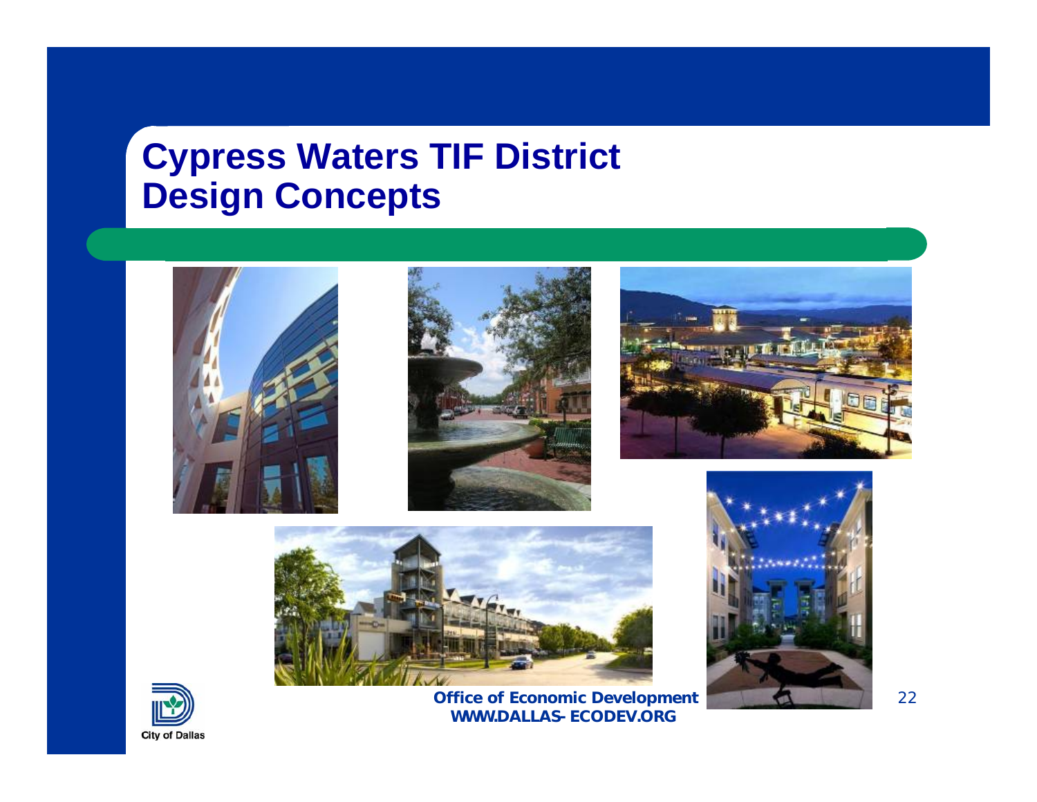# Cypress Waters TIF District Design Concepts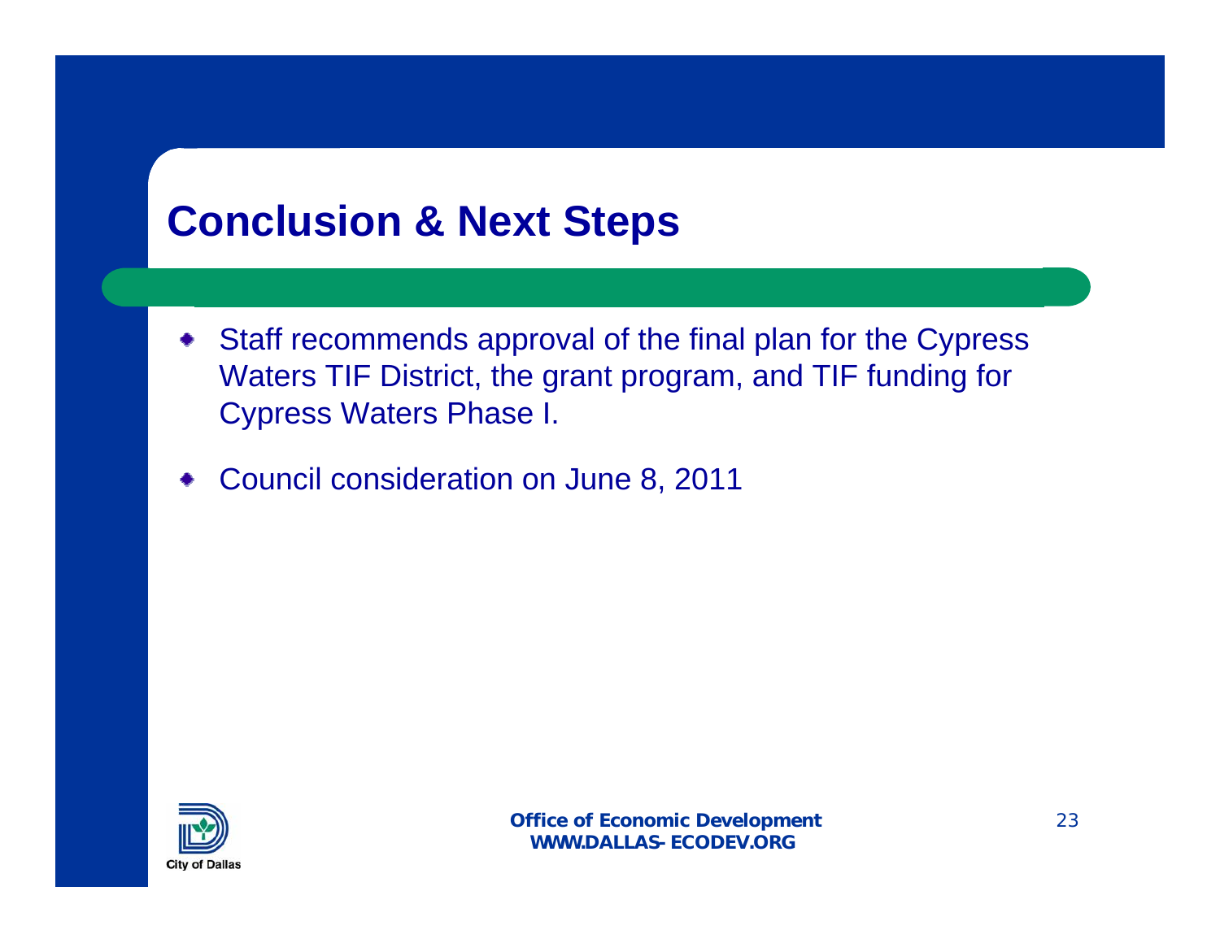## Conclusion & Next Steps

- Staff recommends approval of the final plan for the Cypress Waters TIF District, the grant program, and TIF funding for Cypress Waters Phase I.
- Council consideration on June 8, 2011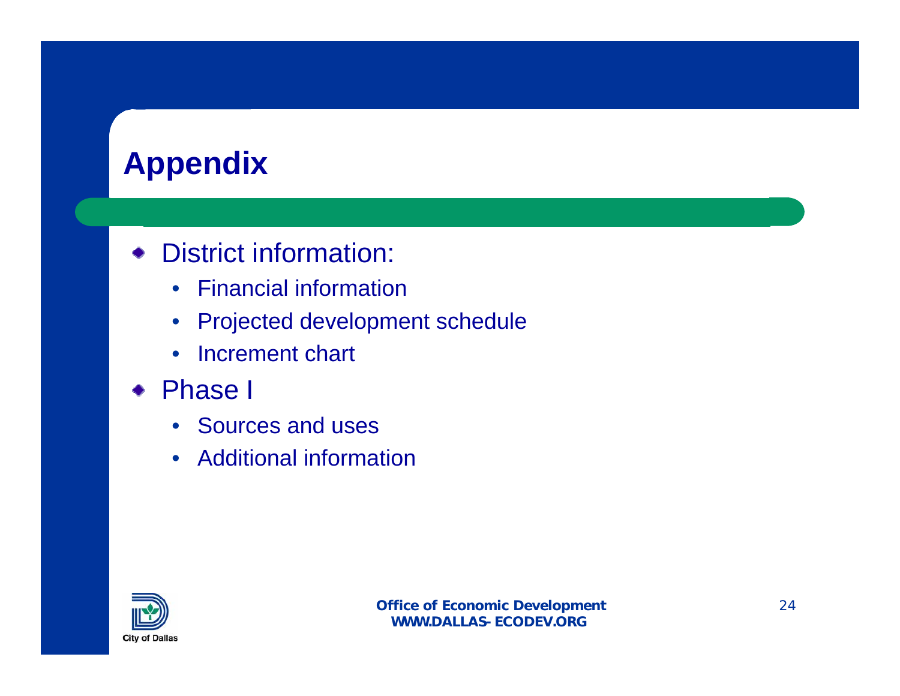# Appendix

- District information:
  - Financial information
  - Projected development schedule
  - Increment chart
- Phase I
  - Sources and uses
  - Additional information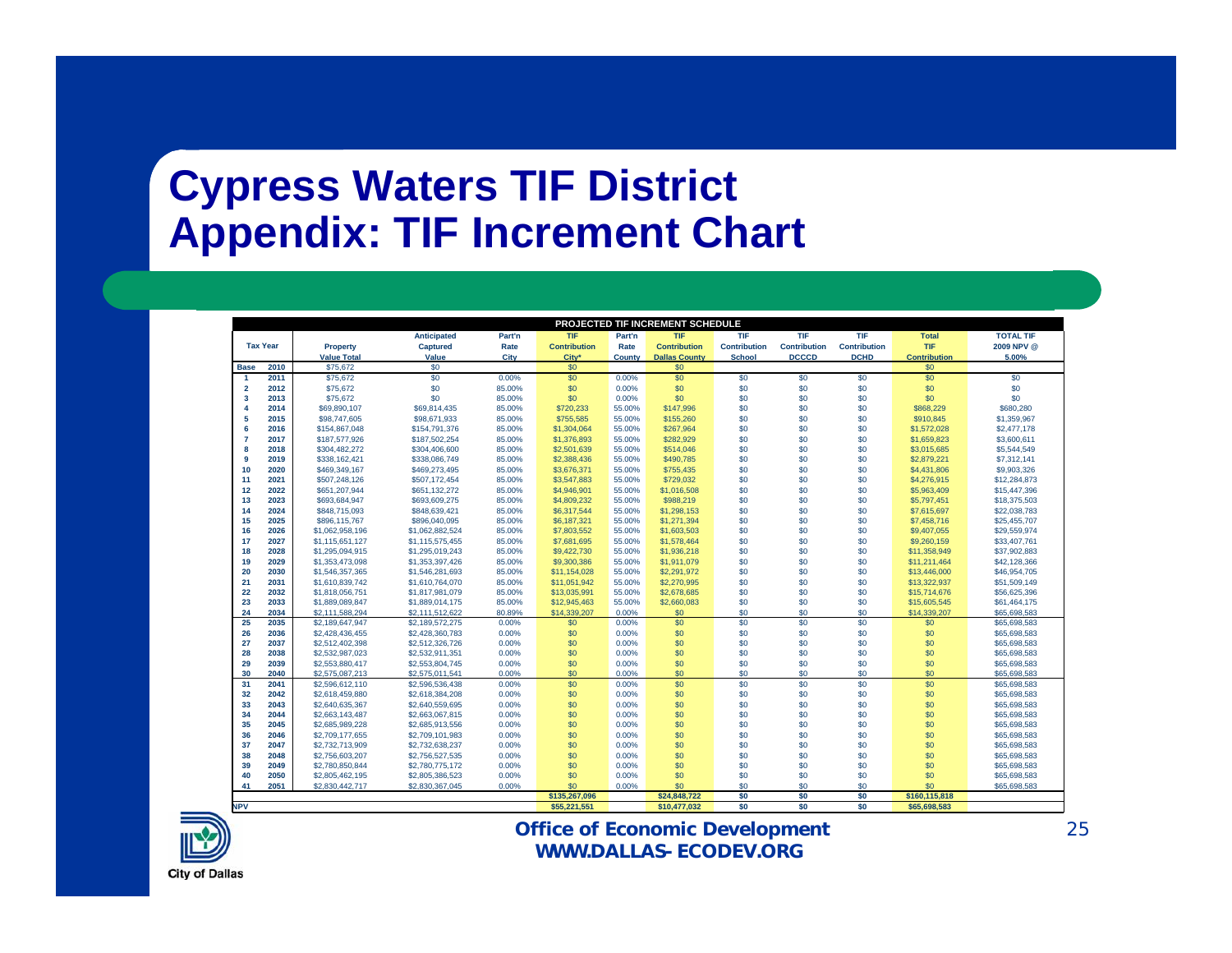# Cypress Waters TIF District
# Appendix: TIF Increment Chart

| PROJECTED TIF INCREMENT SCHEDULE | | | | | | | | | | | | | |
|---|---|---|---|---|---|---|---|---|---|---|---|---|---|
| Tax Year | | Property Value Total | Anticipated Captured Value | Part'n Rate City | TIF Contribution City* | Part'n Rate County | TIF Contribution Dallas County | TIF Contribution School | TIF Contribution DCCCD | TIF Contribution DCHD | Total TIF Contribution | TOTAL TIF 2009 NPV @ 5.00% |
| Base | 2010 | $75,672 | $0 | | $0 | | $0 | | | | $0 | |
| 1 | 2011 | $75,672 | $0 | 0.00% | $0 | 0.00% | $0 | $0 | $0 | $0 | $0 | $0 |
| 2 | 2012 | $75,672 | $0 | 85.00% | $0 | 0.00% | $0 | $0 | $0 | $0 | $0 | $0 |
| 3 | 2013 | $75,672 | $0 | 85.00% | $0 | 0.00% | $0 | $0 | $0 | $0 | $0 | $0 |
| 4 | 2014 | $69,890,107 | $69,814,435 | 85.00% | $720,233 | 55.00% | $147,996 | $0 | $0 | $0 | $868,229 | $680,280 |
| 5 | 2015 | $98,747,605 | $98,671,933 | 85.00% | $755,585 | 55.00% | $155,260 | $0 | $0 | $0 | $910,845 | $1,359,967 |
| 6 | 2016 | $154,867,048 | $154,791,376 | 85.00% | $1,304,064 | 55.00% | $267,964 | $0 | $0 | $0 | $1,572,028 | $2,477,178 |
| 7 | 2017 | $187,577,926 | $187,502,254 | 85.00% | $1,376,893 | 55.00% | $282,929 | $0 | $0 | $0 | $1,659,823 | $3,600,611 |
| 8 | 2018 | $304,482,272 | $304,406,600 | 85.00% | $2,501,639 | 55.00% | $514,046 | $0 | $0 | $0 | $3,015,685 | $5,544,549 |
| 9 | 2019 | $338,162,421 | $338,086,749 | 85.00% | $2,388,436 | 55.00% | $490,785 | $0 | $0 | $0 | $2,879,221 | $7,312,141 |
| 10 | 2020 | $469,349,167 | $469,273,495 | 85.00% | $3,676,371 | 55.00% | $755,435 | $0 | $0 | $0 | $4,431,806 | $9,903,326 |
| 11 | 2021 | $507,248,126 | $507,172,454 | 85.00% | $3,547,883 | 55.00% | $729,032 | $0 | $0 | $0 | $4,276,915 | $12,284,873 |
| 12 | 2022 | $651,207,944 | $651,132,272 | 85.00% | $4,946,901 | 55.00% | $1,016,508 | $0 | $0 | $0 | $5,963,409 | $15,447,396 |
| 13 | 2023 | $693,684,947 | $693,609,275 | 85.00% | $4,809,232 | 55.00% | $988,219 | $0 | $0 | $0 | $5,797,451 | $18,375,503 |
| 14 | 2024 | $848,715,093 | $848,639,421 | 85.00% | $6,317,544 | 55.00% | $1,298,153 | $0 | $0 | $0 | $7,615,697 | $22,038,783 |
| 15 | 2025 | $896,115,767 | $896,040,095 | 85.00% | $6,187,321 | 55.00% | $1,271,394 | $0 | $0 | $0 | $7,458,716 | $25,455,707 |
| 16 | 2026 | $1,062,958,196 | $1,062,882,524 | 85.00% | $7,803,552 | 55.00% | $1,603,503 | $0 | $0 | $0 | $9,407,055 | $29,559,974 |
| 17 | 2027 | $1,115,651,127 | $1,115,575,455 | 85.00% | $7,681,695 | 55.00% | $1,578,464 | $0 | $0 | $0 | $9,260,159 | $33,407,761 |
| 18 | 2028 | $1,295,094,915 | $1,295,019,243 | 85.00% | $9,422,730 | 55.00% | $1,936,218 | $0 | $0 | $0 | $11,358,949 | $37,902,883 |
| 19 | 2029 | $1,353,473,098 | $1,353,397,426 | 85.00% | $9,300,386 | 55.00% | $1,911,079 | $0 | $0 | $0 | $11,211,464 | $42,128,366 |
| 20 | 2030 | $1,546,357,365 | $1,546,281,693 | 85.00% | $11,154,028 | 55.00% | $2,291,972 | $0 | $0 | $0 | $13,446,000 | $46,954,705 |
| 21 | 2031 | $1,610,839,742 | $1,610,764,070 | 85.00% | $11,051,942 | 55.00% | $2,270,995 | $0 | $0 | $0 | $13,322,937 | $51,509,149 |
| 22 | 2032 | $1,818,056,751 | $1,817,981,079 | 85.00% | $13,035,991 | 55.00% | $2,678,685 | $0 | $0 | $0 | $15,714,676 | $56,625,396 |
| 23 | 2033 | $1,889,089,847 | $1,889,014,175 | 85.00% | $12,945,463 | 55.00% | $2,660,083 | $0 | $0 | $0 | $15,605,545 | $61,464,175 |
| 24 | 2034 | $2,111,588,294 | $2,111,512,622 | 80.89% | $14,339,207 | 0.00% | $0 | $0 | $0 | $0 | $14,339,207 | $65,698,583 |
| 25 | 2035 | $2,189,647,947 | $2,189,572,275 | 0.00% | $0 | 0.00% | $0 | $0 | $0 | $0 | $0 | $65,698,583 |
| 26 | 2036 | $2,428,436,455 | $2,428,360,783 | 0.00% | $0 | 0.00% | $0 | $0 | $0 | $0 | $0 | $65,698,583 |
| 27 | 2037 | $2,512,402,398 | $2,512,326,726 | 0.00% | $0 | 0.00% | $0 | $0 | $0 | $0 | $0 | $65,698,583 |
| 28 | 2038 | $2,532,987,023 | $2,532,911,351 | 0.00% | $0 | 0.00% | $0 | $0 | $0 | $0 | $0 | $65,698,583 |
| 29 | 2039 | $2,553,880,417 | $2,553,804,745 | 0.00% | $0 | 0.00% | $0 | $0 | $0 | $0 | $0 | $65,698,583 |
| 30 | 2040 | $2,575,087,213 | $2,575,011,541 | 0.00% | $0 | 0.00% | $0 | $0 | $0 | $0 | $0 | $65,698,583 |
| 31 | 2041 | $2,596,612,110 | $2,596,536,438 | 0.00% | $0 | 0.00% | $0 | $0 | $0 | $0 | $0 | $65,698,583 |
| 32 | 2042 | $2,618,459,880 | $2,618,384,208 | 0.00% | $0 | 0.00% | $0 | $0 | $0 | $0 | $0 | $65,698,583 |
| 33 | 2043 | $2,640,635,367 | $2,640,559,695 | 0.00% | $0 | 0.00% | $0 | $0 | $0 | $0 | $0 | $65,698,583 |
| 34 | 2044 | $2,663,143,487 | $2,663,067,815 | 0.00% | $0 | 0.00% | $0 | $0 | $0 | $0 | $0 | $65,698,583 |
| 35 | 2045 | $2,685,989,228 | $2,685,913,556 | 0.00% | $0 | 0.00% | $0 | $0 | $0 | $0 | $0 | $65,698,583 |
| 36 | 2046 | $2,709,177,655 | $2,709,101,983 | 0.00% | $0 | 0.00% | $0 | $0 | $0 | $0 | $0 | $65,698,583 |
| 37 | 2047 | $2,732,713,909 | $2,732,638,237 | 0.00% | $0 | 0.00% | $0 | $0 | $0 | $0 | $0 | $65,698,583 |
| 38 | 2048 | $2,756,603,207 | $2,756,527,535 | 0.00% | $0 | 0.00% | $0 | $0 | $0 | $0 | $0 | $65,698,583 |
| 39 | 2049 | $2,780,850,844 | $2,780,775,172 | 0.00% | $0 | 0.00% | $0 | $0 | $0 | $0 | $0 | $65,698,583 |
| 40 | 2050 | $2,805,462,195 | $2,805,386,523 | 0.00% | $0 | 0.00% | $0 | $0 | $0 | $0 | $0 | $65,698,583 |
| 41 | 2051 | $2,830,442,717 | $2,830,367,045 | 0.00% | $0 | 0.00% | $0 | $0 | $0 | $0 | $0 | $65,698,583 |
| | | | | | $135,267,096 | | $24,848,722 | $0 | $0 | $0 | $160,115,818 | |
| NPV | | | | | $55,221,551 | | $10,477,032 | $0 | $0 | $0 | $65,698,583 | |

**Office of Economic Development**
**WWW.DALLAS-ECODEV.ORG**

City of Dallas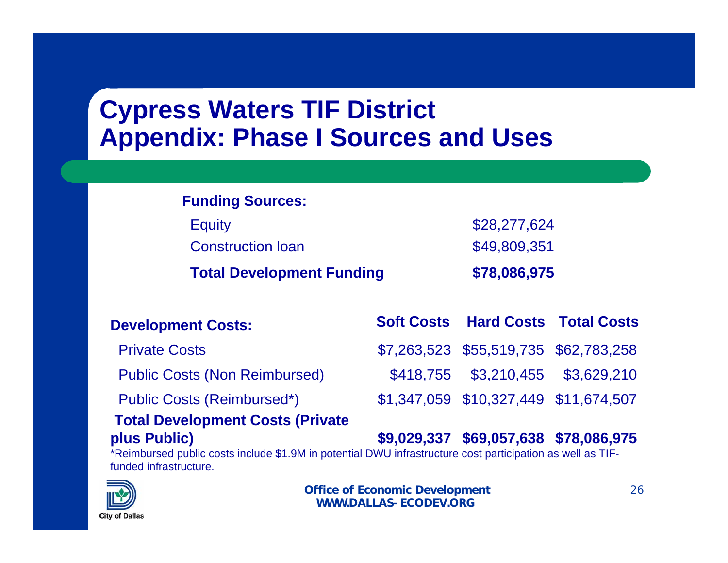# Cypress Waters TIF District
# Appendix: Phase I Sources and Uses

| **Funding Sources:** | |
|---|---|
| Equity | $28,277,624 |
| Construction loan | $49,809,351 |
| **Total Development Funding** | **$78,086,975** |

| **Development Costs:** | **Soft Costs** | **Hard Costs** | **Total Costs** |
|---|---|---|---|
| Private Costs | $7,263,523 | $55,519,735 | $62,783,258 |
| Public Costs (Non Reimbursed) | $418,755 | $3,210,455 | $3,629,210 |
| Public Costs (Reimbursed*) | $1,347,059 | $10,327,449 | $11,674,507 |
| **Total Development Costs (Private plus Public)** | **$9,029,337** | **$69,057,638** | **$78,086,975** |

*Reimbursed public costs include $1.9M in potential DWU infrastructure cost participation as well as TIF-funded infrastructure.

**Office of Economic Development**
**WWW.DALLAS-ECODEV.ORG**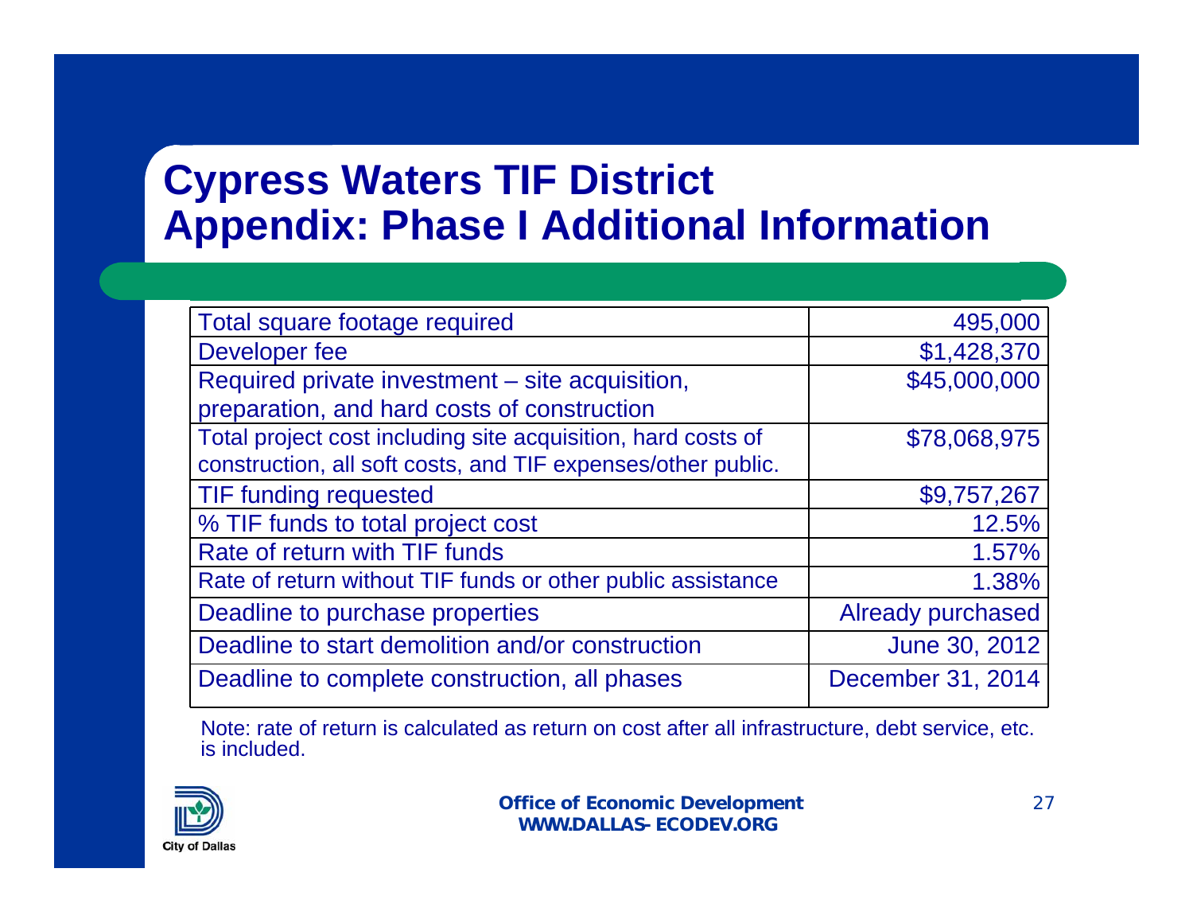# Cypress Waters TIF District
# Appendix: Phase I Additional Information

| | |
|---|---|
| Total square footage required | 495,000 |
| Developer fee | $1,428,370 |
| Required private investment – site acquisition, preparation, and hard costs of construction | $45,000,000 |
| Total project cost including site acquisition, hard costs of construction, all soft costs, and TIF expenses/other public. | $78,068,975 |
| TIF funding requested | $9,757,267 |
| % TIF funds to total project cost | 12.5% |
| Rate of return with TIF funds | 1.57% |
| Rate of return without TIF funds or other public assistance | 1.38% |
| Deadline to purchase properties | Already purchased |
| Deadline to start demolition and/or construction | June 30, 2012 |
| Deadline to complete construction, all phases | December 31, 2014 |

Note: rate of return is calculated as return on cost after all infrastructure, debt service, etc. is included.

City of Dallas

**Office of Economic Development**
**WWW.DALLAS-ECODEV.ORG**